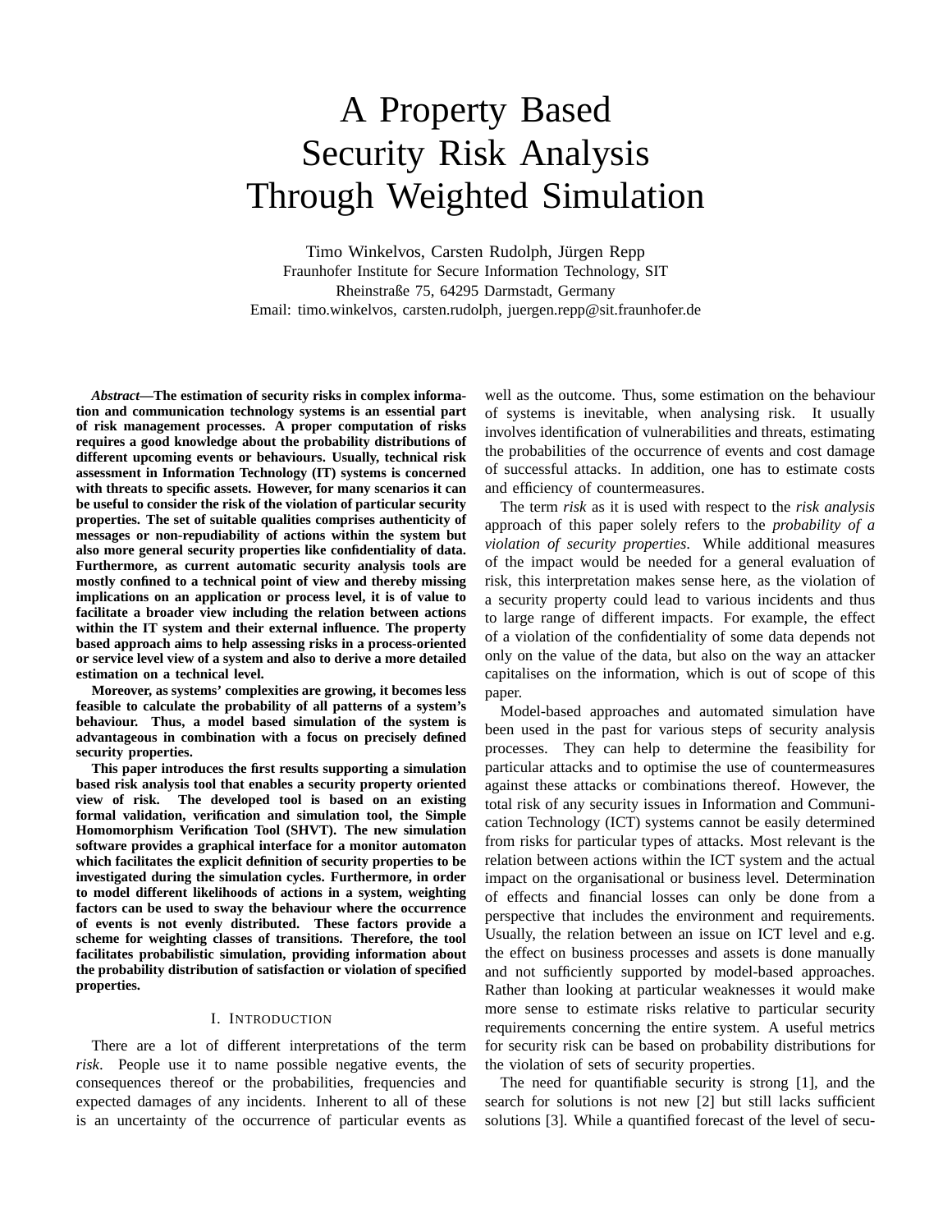# A Property Based Security Risk Analysis Through Weighted Simulation

Timo Winkelvos, Carsten Rudolph, Jürgen Repp
Fraunhofer Institute for Secure Information Technology, SIT
Rheinstraße 75, 64295 Darmstadt, Germany
Email: timo.winkelvos, carsten.rudolph, juergen.repp@sit.fraunhofer.de

***Abstract*—The estimation of security risks in complex information and communication technology systems is an essential part of risk management processes. A proper computation of risks requires a good knowledge about the probability distributions of different upcoming events or behaviours. Usually, technical risk assessment in Information Technology (IT) systems is concerned with threats to specific assets. However, for many scenarios it can be useful to consider the risk of the violation of particular security properties. The set of suitable qualities comprises authenticity of messages or non-repudiability of actions within the system but also more general security properties like confidentiality of data. Furthermore, as current automatic security analysis tools are mostly confined to a technical point of view and thereby missing implications on an application or process level, it is of value to facilitate a broader view including the relation between actions within the IT system and their external influence. The property based approach aims to help assessing risks in a process-oriented or service level view of a system and also to derive a more detailed estimation on a technical level.**

**Moreover, as systems' complexities are growing, it becomes less feasible to calculate the probability of all patterns of a system's behaviour. Thus, a model based simulation of the system is advantageous in combination with a focus on precisely defined security properties.**

**This paper introduces the first results supporting a simulation based risk analysis tool that enables a security property oriented view of risk. The developed tool is based on an existing formal validation, verification and simulation tool, the Simple Homomorphism Verification Tool (SHVT). The new simulation software provides a graphical interface for a monitor automaton which facilitates the explicit definition of security properties to be investigated during the simulation cycles. Furthermore, in order to model different likelihoods of actions in a system, weighting factors can be used to sway the behaviour where the occurrence of events is not evenly distributed. These factors provide a scheme for weighting classes of transitions. Therefore, the tool facilitates probabilistic simulation, providing information about the probability distribution of satisfaction or violation of specified properties.**

## I. Introduction

There are a lot of different interpretations of the term *risk*. People use it to name possible negative events, the consequences thereof or the probabilities, frequencies and expected damages of any incidents. Inherent to all of these is an uncertainty of the occurrence of particular events as well as the outcome. Thus, some estimation on the behaviour of systems is inevitable, when analysing risk. It usually involves identification of vulnerabilities and threats, estimating the probabilities of the occurrence of events and cost damage of successful attacks. In addition, one has to estimate costs and efficiency of countermeasures.

The term *risk* as it is used with respect to the *risk analysis* approach of this paper solely refers to the *probability of a violation of security properties*. While additional measures of the impact would be needed for a general evaluation of risk, this interpretation makes sense here, as the violation of a security property could lead to various incidents and thus to large range of different impacts. For example, the effect of a violation of the confidentiality of some data depends not only on the value of the data, but also on the way an attacker capitalises on the information, which is out of scope of this paper.

Model-based approaches and automated simulation have been used in the past for various steps of security analysis processes. They can help to determine the feasibility for particular attacks and to optimise the use of countermeasures against these attacks or combinations thereof. However, the total risk of any security issues in Information and Communication Technology (ICT) systems cannot be easily determined from risks for particular types of attacks. Most relevant is the relation between actions within the ICT system and the actual impact on the organisational or business level. Determination of effects and financial losses can only be done from a perspective that includes the environment and requirements. Usually, the relation between an issue on ICT level and e.g. the effect on business processes and assets is done manually and not sufficiently supported by model-based approaches. Rather than looking at particular weaknesses it would make more sense to estimate risks relative to particular security requirements concerning the entire system. A useful metrics for security risk can be based on probability distributions for the violation of sets of security properties.

The need for quantifiable security is strong [1], and the search for solutions is not new [2] but still lacks sufficient solutions [3]. While a quantified forecast of the level of secu-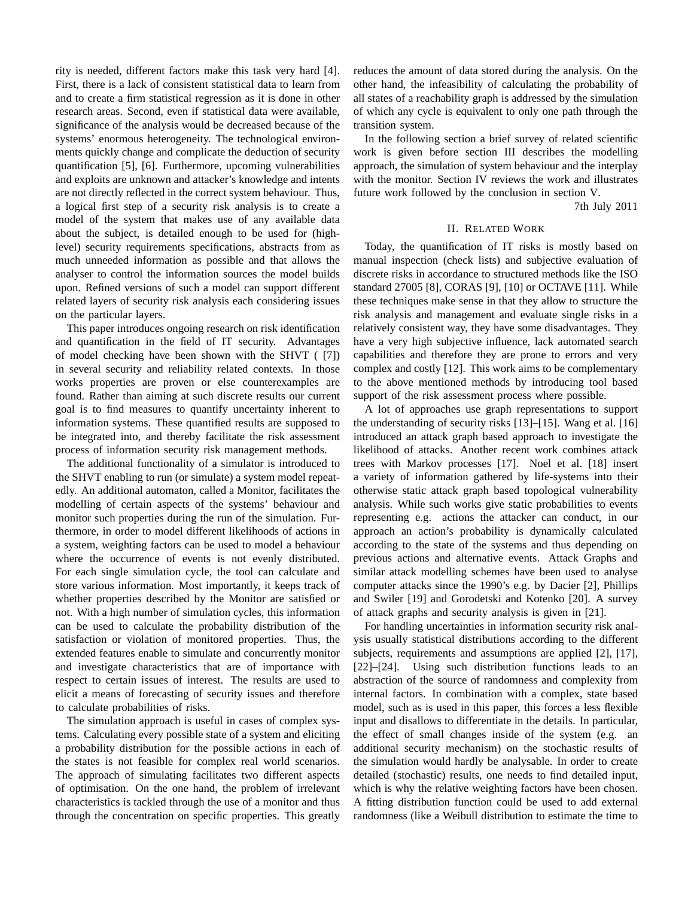rity is needed, different factors make this task very hard [4]. First, there is a lack of consistent statistical data to learn from and to create a firm statistical regression as it is done in other research areas. Second, even if statistical data were available, significance of the analysis would be decreased because of the systems' enormous heterogeneity. The technological environments quickly change and complicate the deduction of security quantification [5], [6]. Furthermore, upcoming vulnerabilities and exploits are unknown and attacker's knowledge and intents are not directly reflected in the correct system behaviour. Thus, a logical first step of a security risk analysis is to create a model of the system that makes use of any available data about the subject, is detailed enough to be used for (high-level) security requirements specifications, abstracts from as much unneeded information as possible and that allows the analyser to control the information sources the model builds upon. Refined versions of such a model can support different related layers of security risk analysis each considering issues on the particular layers.

This paper introduces ongoing research on risk identification and quantification in the field of IT security. Advantages of model checking have been shown with the SHVT ( [7]) in several security and reliability related contexts. In those works properties are proven or else counterexamples are found. Rather than aiming at such discrete results our current goal is to find measures to quantify uncertainty inherent to information systems. These quantified results are supposed to be integrated into, and thereby facilitate the risk assessment process of information security risk management methods.

The additional functionality of a simulator is introduced to the SHVT enabling to run (or simulate) a system model repeatedly. An additional automaton, called a Monitor, facilitates the modelling of certain aspects of the systems' behaviour and monitor such properties during the run of the simulation. Furthermore, in order to model different likelihoods of actions in a system, weighting factors can be used to model a behaviour where the occurrence of events is not evenly distributed. For each single simulation cycle, the tool can calculate and store various information. Most importantly, it keeps track of whether properties described by the Monitor are satisfied or not. With a high number of simulation cycles, this information can be used to calculate the probability distribution of the satisfaction or violation of monitored properties. Thus, the extended features enable to simulate and concurrently monitor and investigate characteristics that are of importance with respect to certain issues of interest. The results are used to elicit a means of forecasting of security issues and therefore to calculate probabilities of risks.

The simulation approach is useful in cases of complex systems. Calculating every possible state of a system and eliciting a probability distribution for the possible actions in each of the states is not feasible for complex real world scenarios. The approach of simulating facilitates two different aspects of optimisation. On the one hand, the problem of irrelevant characteristics is tackled through the use of a monitor and thus through the concentration on specific properties. This greatly reduces the amount of data stored during the analysis. On the other hand, the infeasibility of calculating the probability of all states of a reachability graph is addressed by the simulation of which any cycle is equivalent to only one path through the transition system.

In the following section a brief survey of related scientific work is given before section III describes the modelling approach, the simulation of system behaviour and the interplay with the monitor. Section IV reviews the work and illustrates future work followed by the conclusion in section V.

7th July 2011

## II. Related Work

Today, the quantification of IT risks is mostly based on manual inspection (check lists) and subjective evaluation of discrete risks in accordance to structured methods like the ISO standard 27005 [8], CORAS [9], [10] or OCTAVE [11]. While these techniques make sense in that they allow to structure the risk analysis and management and evaluate single risks in a relatively consistent way, they have some disadvantages. They have a very high subjective influence, lack automated search capabilities and therefore they are prone to errors and very complex and costly [12]. This work aims to be complementary to the above mentioned methods by introducing tool based support of the risk assessment process where possible.

A lot of approaches use graph representations to support the understanding of security risks [13]–[15]. Wang et al. [16] introduced an attack graph based approach to investigate the likelihood of attacks. Another recent work combines attack trees with Markov processes [17]. Noel et al. [18] insert a variety of information gathered by life-systems into their otherwise static attack graph based topological vulnerability analysis. While such works give static probabilities to events representing e.g. actions the attacker can conduct, in our approach an action's probability is dynamically calculated according to the state of the systems and thus depending on previous actions and alternative events. Attack Graphs and similar attack modelling schemes have been used to analyse computer attacks since the 1990's e.g. by Dacier [2], Phillips and Swiler [19] and Gorodetski and Kotenko [20]. A survey of attack graphs and security analysis is given in [21].

For handling uncertainties in information security risk analysis usually statistical distributions according to the different subjects, requirements and assumptions are applied [2], [17], [22]–[24]. Using such distribution functions leads to an abstraction of the source of randomness and complexity from internal factors. In combination with a complex, state based model, such as is used in this paper, this forces a less flexible input and disallows to differentiate in the details. In particular, the effect of small changes inside of the system (e.g. an additional security mechanism) on the stochastic results of the simulation would hardly be analysable. In order to create detailed (stochastic) results, one needs to find detailed input, which is why the relative weighting factors have been chosen. A fitting distribution function could be used to add external randomness (like a Weibull distribution to estimate the time to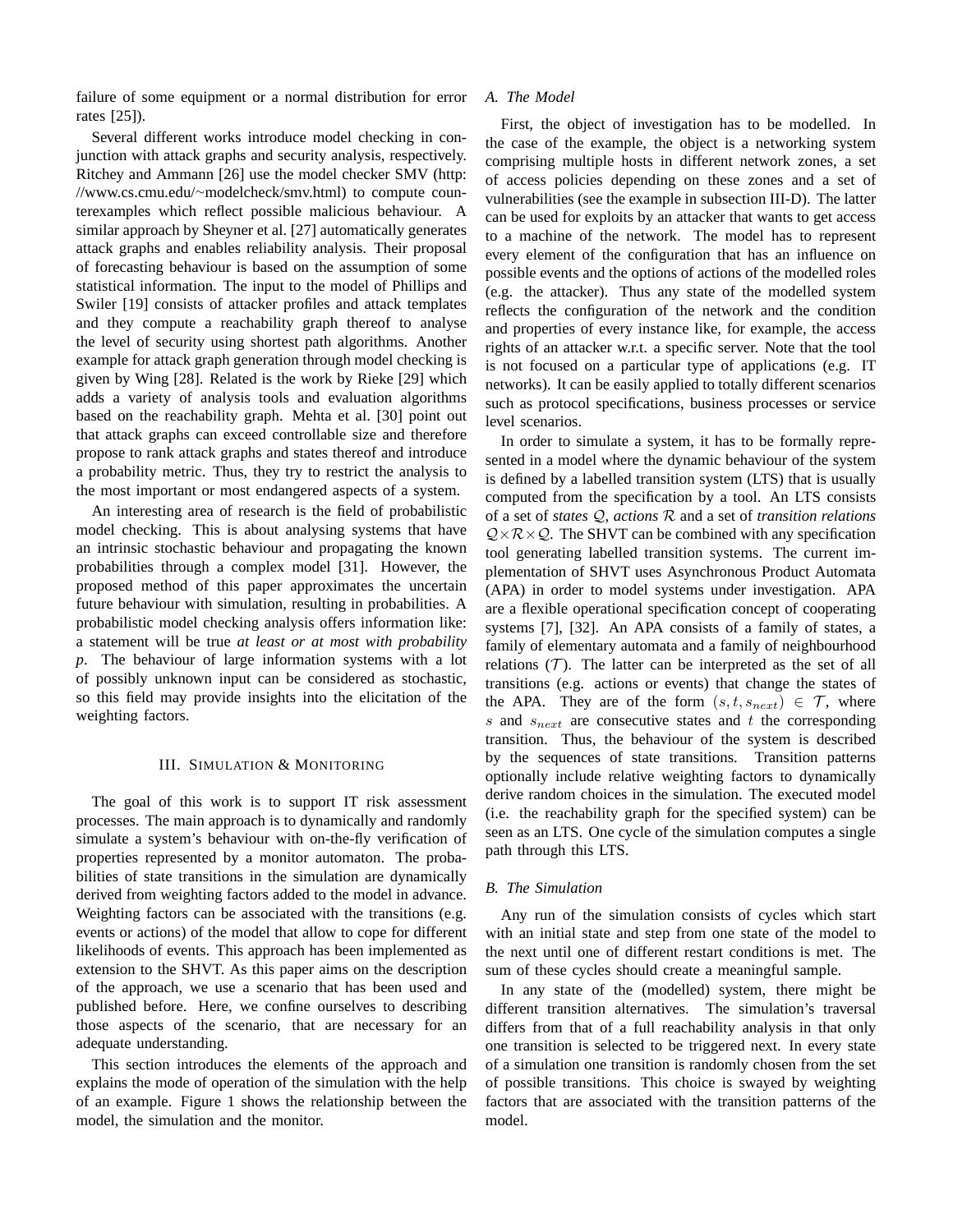failure of some equipment or a normal distribution for error rates [25]).

Several different works introduce model checking in conjunction with attack graphs and security analysis, respectively. Ritchey and Ammann [26] use the model checker SMV (http://www.cs.cmu.edu/~modelcheck/smv.html) to compute counterexamples which reflect possible malicious behaviour. A similar approach by Sheyner et al. [27] automatically generates attack graphs and enables reliability analysis. Their proposal of forecasting behaviour is based on the assumption of some statistical information. The input to the model of Phillips and Swiler [19] consists of attacker profiles and attack templates and they compute a reachability graph thereof to analyse the level of security using shortest path algorithms. Another example for attack graph generation through model checking is given by Wing [28]. Related is the work by Rieke [29] which adds a variety of analysis tools and evaluation algorithms based on the reachability graph. Mehta et al. [30] point out that attack graphs can exceed controllable size and therefore propose to rank attack graphs and states thereof and introduce a probability metric. Thus, they try to restrict the analysis to the most important or most endangered aspects of a system.

An interesting area of research is the field of probabilistic model checking. This is about analysing systems that have an intrinsic stochastic behaviour and propagating the known probabilities through a complex model [31]. However, the proposed method of this paper approximates the uncertain future behaviour with simulation, resulting in probabilities. A probabilistic model checking analysis offers information like: a statement will be true *at least or at most with probability p*. The behaviour of large information systems with a lot of possibly unknown input can be considered as stochastic, so this field may provide insights into the elicitation of the weighting factors.

## III. Simulation & Monitoring

The goal of this work is to support IT risk assessment processes. The main approach is to dynamically and randomly simulate a system's behaviour with on-the-fly verification of properties represented by a monitor automaton. The probabilities of state transitions in the simulation are dynamically derived from weighting factors added to the model in advance. Weighting factors can be associated with the transitions (e.g. events or actions) of the model that allow to cope for different likelihoods of events. This approach has been implemented as extension to the SHVT. As this paper aims on the description of the approach, we use a scenario that has been used and published before. Here, we confine ourselves to describing those aspects of the scenario, that are necessary for an adequate understanding.

This section introduces the elements of the approach and explains the mode of operation of the simulation with the help of an example. Figure 1 shows the relationship between the model, the simulation and the monitor.

### A. The Model

First, the object of investigation has to be modelled. In the case of the example, the object is a networking system comprising multiple hosts in different network zones, a set of access policies depending on these zones and a set of vulnerabilities (see the example in subsection III-D). The latter can be used for exploits by an attacker that wants to get access to a machine of the network. The model has to represent every element of the configuration that has an influence on possible events and the options of actions of the modelled roles (e.g. the attacker). Thus any state of the modelled system reflects the configuration of the network and the condition and properties of every instance like, for example, the access rights of an attacker w.r.t. a specific server. Note that the tool is not focused on a particular type of applications (e.g. IT networks). It can be easily applied to totally different scenarios such as protocol specifications, business processes or service level scenarios.

In order to simulate a system, it has to be formally represented in a model where the dynamic behaviour of the system is defined by a labelled transition system (LTS) that is usually computed from the specification by a tool. An LTS consists of a set of *states* $\mathcal{Q}$, *actions* $\mathcal{R}$ and a set of *transition relations* $\mathcal{Q} \times \mathcal{R} \times \mathcal{Q}$. The SHVT can be combined with any specification tool generating labelled transition systems. The current implementation of SHVT uses Asynchronous Product Automata (APA) in order to model systems under investigation. APA are a flexible operational specification concept of cooperating systems [7], [32]. An APA consists of a family of states, a family of elementary automata and a family of neighbourhood relations ($\mathcal{T}$). The latter can be interpreted as the set of all transitions (e.g. actions or events) that change the states of the APA. They are of the form $(s, t, s_{next}) \in \mathcal{T}$, where $s$ and $s_{next}$ are consecutive states and $t$ the corresponding transition. Thus, the behaviour of the system is described by the sequences of state transitions. Transition patterns optionally include relative weighting factors to dynamically derive random choices in the simulation. The executed model (i.e. the reachability graph for the specified system) can be seen as an LTS. One cycle of the simulation computes a single path through this LTS.

### B. The Simulation

Any run of the simulation consists of cycles which start with an initial state and step from one state of the model to the next until one of different restart conditions is met. The sum of these cycles should create a meaningful sample.

In any state of the (modelled) system, there might be different transition alternatives. The simulation's traversal differs from that of a full reachability analysis in that only one transition is selected to be triggered next. In every state of a simulation one transition is randomly chosen from the set of possible transitions. This choice is swayed by weighting factors that are associated with the transition patterns of the model.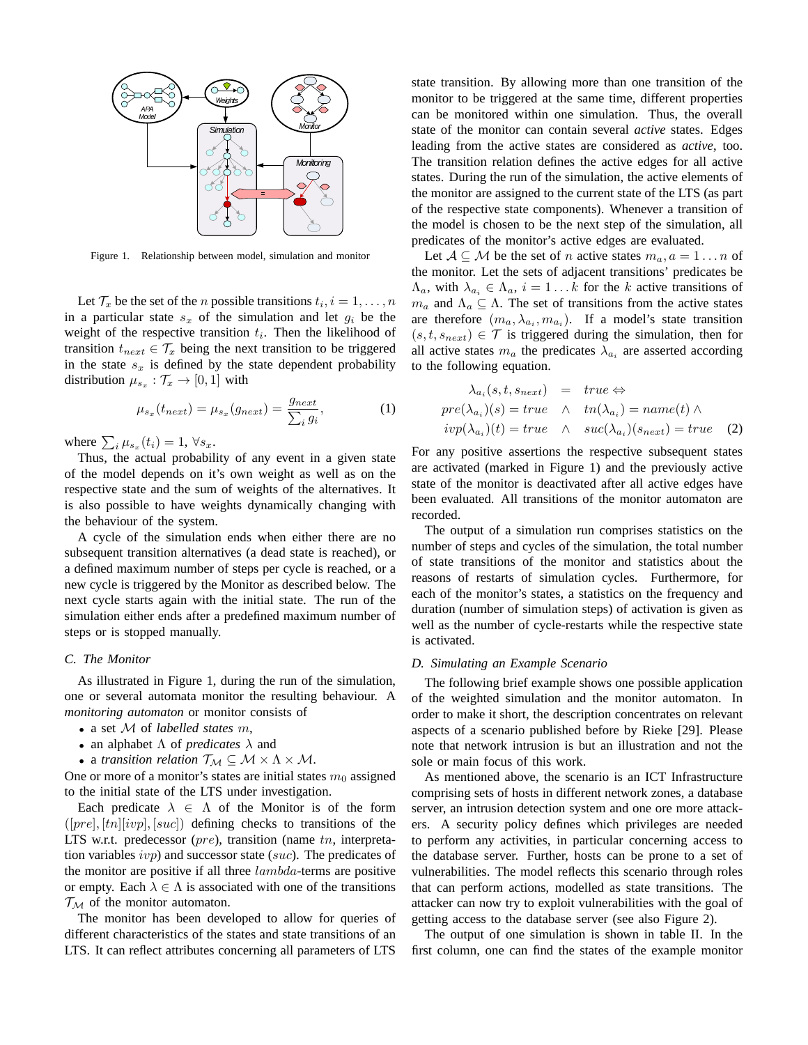Figure 1. Relationship between model, simulation and monitor

Let $\mathcal{T}_x$ be the set of the $n$ possible transitions $t_i, i = 1, \ldots, n$ in a particular state $s_x$ of the simulation and let $g_i$ be the weight of the respective transition $t_i$. Then the likelihood of transition $t_{next} \in \mathcal{T}_x$ being the next transition to be triggered in the state $s_x$ is defined by the state dependent probability distribution $\mu_{s_x} : \mathcal{T}_x \to [0, 1]$ with

$$\mu_{s_x}(t_{next}) = \mu_{s_x}(g_{next}) = \frac{g_{next}}{\sum_i g_i}, \tag{1}$$

where $\sum_i \mu_{s_x}(t_i) = 1, \, \forall s_x$.

Thus, the actual probability of any event in a given state of the model depends on it's own weight as well as on the respective state and the sum of weights of the alternatives. It is also possible to have weights dynamically changing with the behaviour of the system.

A cycle of the simulation ends when either there are no subsequent transition alternatives (a dead state is reached), or a defined maximum number of steps per cycle is reached, or a new cycle is triggered by the Monitor as described below. The next cycle starts again with the initial state. The run of the simulation either ends after a predefined maximum number of steps or is stopped manually.

### C. The Monitor

As illustrated in Figure 1, during the run of the simulation, one or several automata monitor the resulting behaviour. A *monitoring automaton* or monitor consists of

- a set $\mathcal{M}$ of *labelled states* $m$,
- an alphabet $\Lambda$ of *predicates* $\lambda$ and
- a *transition relation* $\mathcal{T}_\mathcal{M} \subseteq \mathcal{M} \times \Lambda \times \mathcal{M}$.

One or more of a monitor's states are initial states $m_0$ assigned to the initial state of the LTS under investigation.

Each predicate $\lambda \in \Lambda$ of the Monitor is of the form $([pre], [tn][ivp], [suc])$ defining checks to transitions of the LTS w.r.t. predecessor ($pre$), transition (name $tn$, interpretation variables $ivp$) and successor state ($suc$). The predicates of the monitor are positive if all three $lambda$-terms are positive or empty. Each $\lambda \in \Lambda$ is associated with one of the transitions $\mathcal{T}_\mathcal{M}$ of the monitor automaton.

The monitor has been developed to allow for queries of different characteristics of the states and state transitions of an LTS. It can reflect attributes concerning all parameters of LTS state transition. By allowing more than one transition of the monitor to be triggered at the same time, different properties can be monitored within one simulation. Thus, the overall state of the monitor can contain several *active* states. Edges leading from the active states are considered as *active*, too. The transition relation defines the active edges for all active states. During the run of the simulation, the active elements of the monitor are assigned to the current state of the LTS (as part of the respective state components). Whenever a transition of the model is chosen to be the next step of the simulation, all predicates of the monitor's active edges are evaluated.

Let $\mathcal{A} \subseteq \mathcal{M}$ be the set of $n$ active states $m_a, a = 1 \ldots n$ of the monitor. Let the sets of adjacent transitions' predicates be $\Lambda_a$, with $\lambda_{a_i} \in \Lambda_a$, $i = 1 \ldots k$ for the $k$ active transitions of $m_a$ and $\Lambda_a \subseteq \Lambda$. The set of transitions from the active states are therefore $(m_a, \lambda_{a_i}, m_{a_i})$. If a model's state transition $(s, t, s_{next}) \in \mathcal{T}$ is triggered during the simulation, then for all active states $m_a$ the predicates $\lambda_{a_i}$ are asserted according to the following equation.

$$\begin{aligned} \lambda_{a_i}(s, t, s_{next}) \quad &= \quad true \Leftrightarrow \\ pre(\lambda_{a_i})(s) = true \quad &\wedge \quad tn(\lambda_{a_i}) = name(t) \wedge \\ ivp(\lambda_{a_i})(t) = true \quad &\wedge \quad suc(\lambda_{a_i})(s_{next}) = true \end{aligned} \tag{2}$$

For any positive assertions the respective subsequent states are activated (marked in Figure 1) and the previously active state of the monitor is deactivated after all active edges have been evaluated. All transitions of the monitor automaton are recorded.

The output of a simulation run comprises statistics on the number of steps and cycles of the simulation, the total number of state transitions of the monitor and statistics about the reasons of restarts of simulation cycles. Furthermore, for each of the monitor's states, a statistics on the frequency and duration (number of simulation steps) of activation is given as well as the number of cycle-restarts while the respective state is activated.

### D. Simulating an Example Scenario

The following brief example shows one possible application of the weighted simulation and the monitor automaton. In order to make it short, the description concentrates on relevant aspects of a scenario published before by Rieke [29]. Please note that network intrusion is but an illustration and not the sole or main focus of this work.

As mentioned above, the scenario is an ICT Infrastructure comprising sets of hosts in different network zones, a database server, an intrusion detection system and one ore more attackers. A security policy defines which privileges are needed to perform any activities, in particular concerning access to the database server. Further, hosts can be prone to a set of vulnerabilities. The model reflects this scenario through roles that can perform actions, modelled as state transitions. The attacker can now try to exploit vulnerabilities with the goal of getting access to the database server (see also Figure 2).

The output of one simulation is shown in table II. In the first column, one can find the states of the example monitor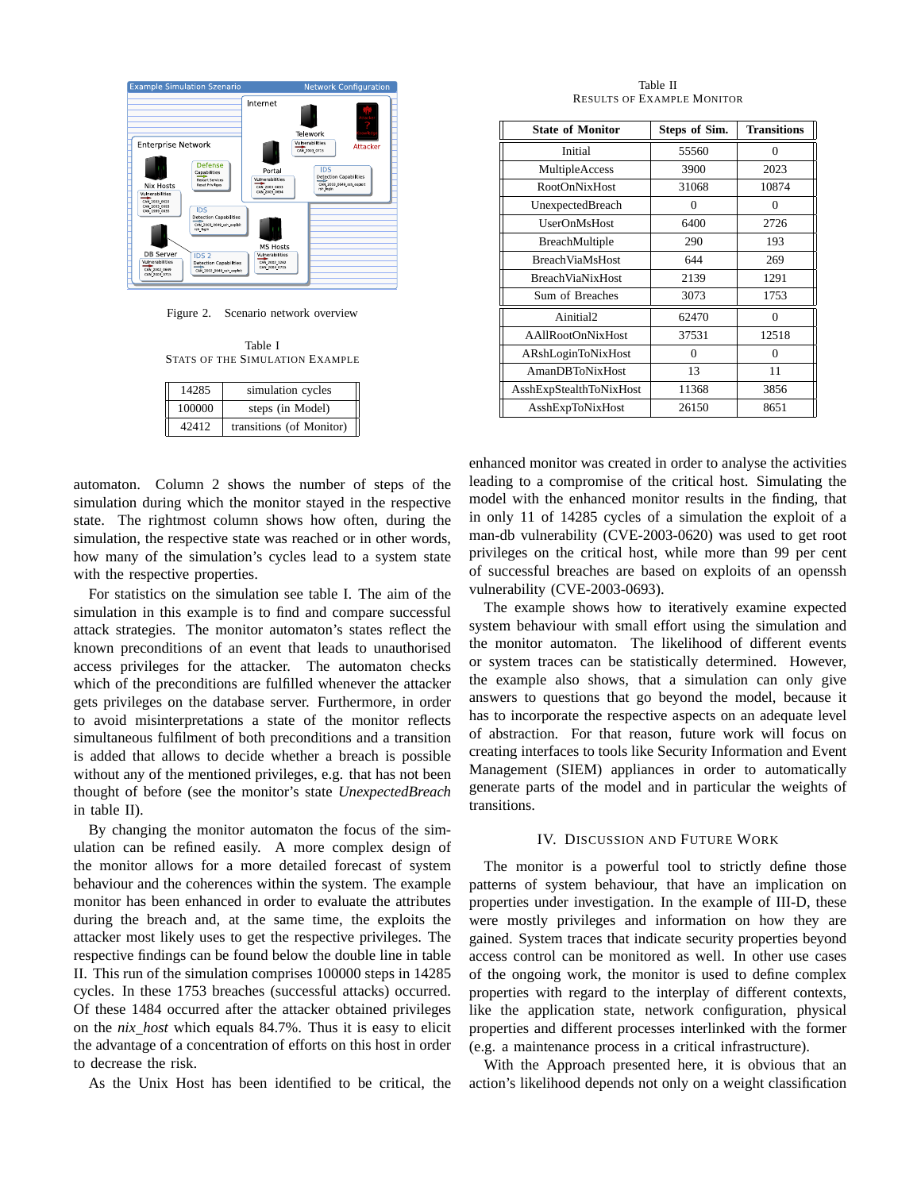Figure 2. Scenario network overview

Table I
STATS OF THE SIMULATION EXAMPLE

| 14285 | simulation cycles |
|---|---|
| 100000 | steps (in Model) |
| 42412 | transitions (of Monitor) |

Table II
RESULTS OF EXAMPLE MONITOR

| State of Monitor | Steps of Sim. | Transitions |
|---|---|---|
| Initial | 55560 | 0 |
| MultipleAccess | 3900 | 2023 |
| RootOnNixHost | 31068 | 10874 |
| UnexpectedBreach | 0 | 0 |
| UserOnMsHost | 6400 | 2726 |
| BreachMultiple | 290 | 193 |
| BreachViaMsHost | 644 | 269 |
| BreachViaNixHost | 2139 | 1291 |
| Sum of Breaches | 3073 | 1753 |
| Ainitial2 | 62470 | 0 |
| AAllRootOnNixHost | 37531 | 12518 |
| ARshLoginToNixHost | 0 | 0 |
| AmanDBToNixHost | 13 | 11 |
| AsshExpStealthToNixHost | 11368 | 3856 |
| AsshExpToNixHost | 26150 | 8651 |

automaton. Column 2 shows the number of steps of the simulation during which the monitor stayed in the respective state. The rightmost column shows how often, during the simulation, the respective state was reached or in other words, how many of the simulation's cycles lead to a system state with the respective properties.

For statistics on the simulation see table I. The aim of the simulation in this example is to find and compare successful attack strategies. The monitor automaton's states reflect the known preconditions of an event that leads to unauthorised access privileges for the attacker. The automaton checks which of the preconditions are fulfilled whenever the attacker gets privileges on the database server. Furthermore, in order to avoid misinterpretations a state of the monitor reflects simultaneous fulfilment of both preconditions and a transition is added that allows to decide whether a breach is possible without any of the mentioned privileges, e.g. that has not been thought of before (see the monitor's state *UnexpectedBreach* in table II).

By changing the monitor automaton the focus of the simulation can be refined easily. A more complex design of the monitor allows for a more detailed forecast of system behaviour and the coherences within the system. The example monitor has been enhanced in order to evaluate the attributes during the breach and, at the same time, the exploits the attacker most likely uses to get the respective privileges. The respective findings can be found below the double line in table II. This run of the simulation comprises 100000 steps in 14285 cycles. In these 1753 breaches (successful attacks) occurred. Of these 1484 occurred after the attacker obtained privileges on the *nix_host* which equals 84.7%. Thus it is easy to elicit the advantage of a concentration of efforts on this host in order to decrease the risk.

As the Unix Host has been identified to be critical, the enhanced monitor was created in order to analyse the activities leading to a compromise of the critical host. Simulating the model with the enhanced monitor results in the finding, that in only 11 of 14285 cycles of a simulation the exploit of a man-db vulnerability (CVE-2003-0620) was used to get root privileges on the critical host, while more than 99 per cent of successful breaches are based on exploits of an openssh vulnerability (CVE-2003-0693).

The example shows how to iteratively examine expected system behaviour with small effort using the simulation and the monitor automaton. The likelihood of different events or system traces can be statistically determined. However, the example also shows, that a simulation can only give answers to questions that go beyond the model, because it has to incorporate the respective aspects on an adequate level of abstraction. For that reason, future work will focus on creating interfaces to tools like Security Information and Event Management (SIEM) appliances in order to automatically generate parts of the model and in particular the weights of transitions.

## IV. Discussion and Future Work

The monitor is a powerful tool to strictly define those patterns of system behaviour, that have an implication on properties under investigation. In the example of III-D, these were mostly privileges and information on how they are gained. System traces that indicate security properties beyond access control can be monitored as well. In other use cases of the ongoing work, the monitor is used to define complex properties with regard to the interplay of different contexts, like the application state, network configuration, physical properties and different processes interlinked with the former (e.g. a maintenance process in a critical infrastructure).

With the Approach presented here, it is obvious that an action's likelihood depends not only on a weight classification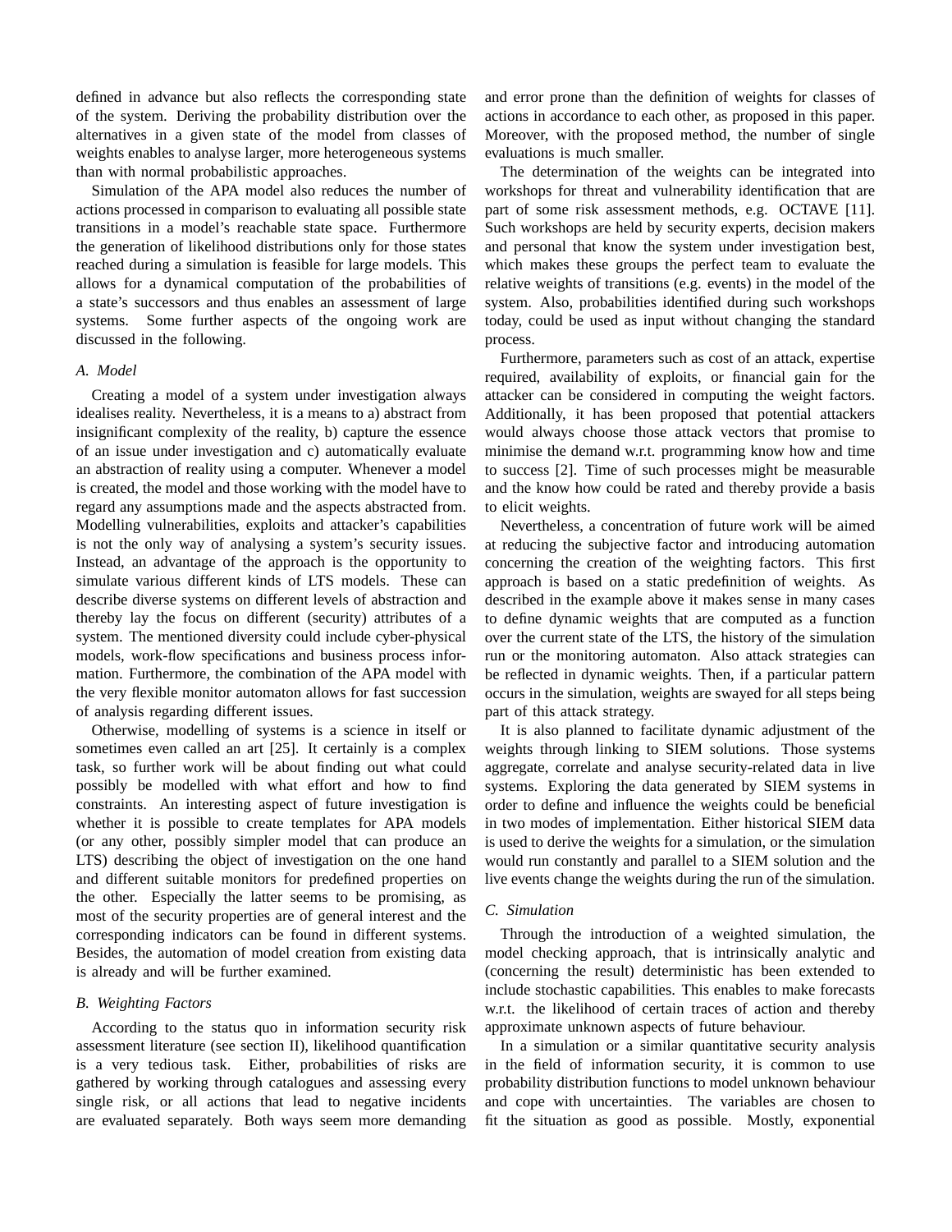defined in advance but also reflects the corresponding state of the system. Deriving the probability distribution over the alternatives in a given state of the model from classes of weights enables to analyse larger, more heterogeneous systems than with normal probabilistic approaches.

Simulation of the APA model also reduces the number of actions processed in comparison to evaluating all possible state transitions in a model's reachable state space. Furthermore the generation of likelihood distributions only for those states reached during a simulation is feasible for large models. This allows for a dynamical computation of the probabilities of a state's successors and thus enables an assessment of large systems. Some further aspects of the ongoing work are discussed in the following.

### A. Model

Creating a model of a system under investigation always idealises reality. Nevertheless, it is a means to a) abstract from insignificant complexity of the reality, b) capture the essence of an issue under investigation and c) automatically evaluate an abstraction of reality using a computer. Whenever a model is created, the model and those working with the model have to regard any assumptions made and the aspects abstracted from. Modelling vulnerabilities, exploits and attacker's capabilities is not the only way of analysing a system's security issues. Instead, an advantage of the approach is the opportunity to simulate various different kinds of LTS models. These can describe diverse systems on different levels of abstraction and thereby lay the focus on different (security) attributes of a system. The mentioned diversity could include cyber-physical models, work-flow specifications and business process information. Furthermore, the combination of the APA model with the very flexible monitor automaton allows for fast succession of analysis regarding different issues.

Otherwise, modelling of systems is a science in itself or sometimes even called an art [25]. It certainly is a complex task, so further work will be about finding out what could possibly be modelled with what effort and how to find constraints. An interesting aspect of future investigation is whether it is possible to create templates for APA models (or any other, possibly simpler model that can produce an LTS) describing the object of investigation on the one hand and different suitable monitors for predefined properties on the other. Especially the latter seems to be promising, as most of the security properties are of general interest and the corresponding indicators can be found in different systems. Besides, the automation of model creation from existing data is already and will be further examined.

### B. Weighting Factors

According to the status quo in information security risk assessment literature (see section II), likelihood quantification is a very tedious task. Either, probabilities of risks are gathered by working through catalogues and assessing every single risk, or all actions that lead to negative incidents are evaluated separately. Both ways seem more demanding and error prone than the definition of weights for classes of actions in accordance to each other, as proposed in this paper. Moreover, with the proposed method, the number of single evaluations is much smaller.

The determination of the weights can be integrated into workshops for threat and vulnerability identification that are part of some risk assessment methods, e.g. OCTAVE [11]. Such workshops are held by security experts, decision makers and personal that know the system under investigation best, which makes these groups the perfect team to evaluate the relative weights of transitions (e.g. events) in the model of the system. Also, probabilities identified during such workshops today, could be used as input without changing the standard process.

Furthermore, parameters such as cost of an attack, expertise required, availability of exploits, or financial gain for the attacker can be considered in computing the weight factors. Additionally, it has been proposed that potential attackers would always choose those attack vectors that promise to minimise the demand w.r.t. programming know how and time to success [2]. Time of such processes might be measurable and the know how could be rated and thereby provide a basis to elicit weights.

Nevertheless, a concentration of future work will be aimed at reducing the subjective factor and introducing automation concerning the creation of the weighting factors. This first approach is based on a static predefinition of weights. As described in the example above it makes sense in many cases to define dynamic weights that are computed as a function over the current state of the LTS, the history of the simulation run or the monitoring automaton. Also attack strategies can be reflected in dynamic weights. Then, if a particular pattern occurs in the simulation, weights are swayed for all steps being part of this attack strategy.

It is also planned to facilitate dynamic adjustment of the weights through linking to SIEM solutions. Those systems aggregate, correlate and analyse security-related data in live systems. Exploring the data generated by SIEM systems in order to define and influence the weights could be beneficial in two modes of implementation. Either historical SIEM data is used to derive the weights for a simulation, or the simulation would run constantly and parallel to a SIEM solution and the live events change the weights during the run of the simulation.

### C. Simulation

Through the introduction of a weighted simulation, the model checking approach, that is intrinsically analytic and (concerning the result) deterministic has been extended to include stochastic capabilities. This enables to make forecasts w.r.t. the likelihood of certain traces of action and thereby approximate unknown aspects of future behaviour.

In a simulation or a similar quantitative security analysis in the field of information security, it is common to use probability distribution functions to model unknown behaviour and cope with uncertainties. The variables are chosen to fit the situation as good as possible. Mostly, exponential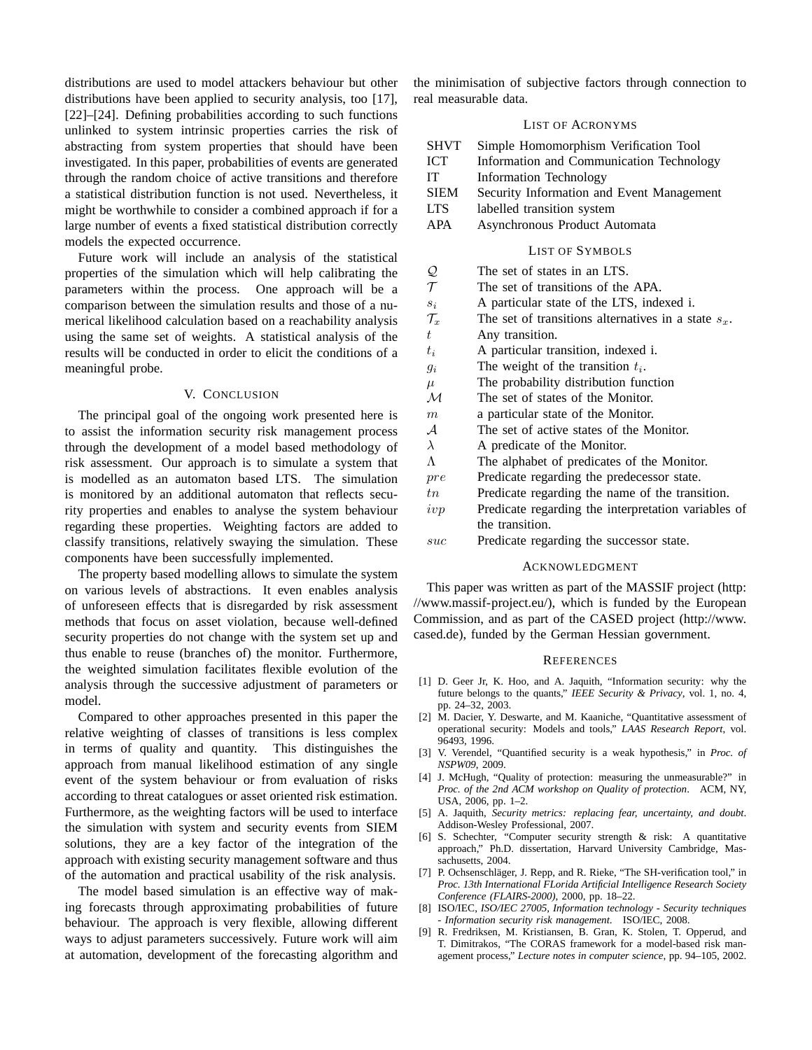distributions are used to model attackers behaviour but other distributions have been applied to security analysis, too [17], [22]–[24]. Defining probabilities according to such functions unlinked to system intrinsic properties carries the risk of abstracting from system properties that should have been investigated. In this paper, probabilities of events are generated through the random choice of active transitions and therefore a statistical distribution function is not used. Nevertheless, it might be worthwhile to consider a combined approach if for a large number of events a fixed statistical distribution correctly models the expected occurrence.

Future work will include an analysis of the statistical properties of the simulation which will help calibrating the parameters within the process. One approach will be a comparison between the simulation results and those of a numerical likelihood calculation based on a reachability analysis using the same set of weights. A statistical analysis of the results will be conducted in order to elicit the conditions of a meaningful probe.

## V. Conclusion

The principal goal of the ongoing work presented here is to assist the information security risk management process through the development of a model based methodology of risk assessment. Our approach is to simulate a system that is modelled as an automaton based LTS. The simulation is monitored by an additional automaton that reflects security properties and enables to analyse the system behaviour regarding these properties. Weighting factors are added to classify transitions, relatively swaying the simulation. These components have been successfully implemented.

The property based modelling allows to simulate the system on various levels of abstractions. It even enables analysis of unforeseen effects that is disregarded by risk assessment methods that focus on asset violation, because well-defined security properties do not change with the system set up and thus enable to reuse (branches of) the monitor. Furthermore, the weighted simulation facilitates flexible evolution of the analysis through the successive adjustment of parameters or model.

Compared to other approaches presented in this paper the relative weighting of classes of transitions is less complex in terms of quality and quantity. This distinguishes the approach from manual likelihood estimation of any single event of the system behaviour or from evaluation of risks according to threat catalogues or asset oriented risk estimation. Furthermore, as the weighting factors will be used to interface the simulation with system and security events from SIEM solutions, they are a key factor of the integration of the approach with existing security management software and thus of the automation and practical usability of the risk analysis.

The model based simulation is an effective way of making forecasts through approximating probabilities of future behaviour. The approach is very flexible, allowing different ways to adjust parameters successively. Future work will aim at automation, development of the forecasting algorithm and the minimisation of subjective factors through connection to real measurable data.

## List of Acronyms

| | |
|---|---|
| SHVT | Simple Homomorphism Verification Tool |
| ICT | Information and Communication Technology |
| IT | Information Technology |
| SIEM | Security Information and Event Management |
| LTS | labelled transition system |
| APA | Asynchronous Product Automata |

## List of Symbols

| | |
|---|---|
| $\mathcal{Q}$ | The set of states in an LTS. |
| $\mathcal{T}$ | The set of transitions of the APA. |
| $s_i$ | A particular state of the LTS, indexed i. |
| $\mathcal{T}_x$ | The set of transitions alternatives in a state $s_x$. |
| $t$ | Any transition. |
| $t_i$ | A particular transition, indexed i. |
| $g_i$ | The weight of the transition $t_i$. |
| $\mu$ | The probability distribution function |
| $\mathcal{M}$ | The set of states of the Monitor. |
| $m$ | a particular state of the Monitor. |
| $\mathcal{A}$ | The set of active states of the Monitor. |
| $\lambda$ | A predicate of the Monitor. |
| $\Lambda$ | The alphabet of predicates of the Monitor. |
| $pre$ | Predicate regarding the predecessor state. |
| $tn$ | Predicate regarding the name of the transition. |
| $ivp$ | Predicate regarding the interpretation variables of the transition. |
| $suc$ | Predicate regarding the successor state. |

## Acknowledgment

This paper was written as part of the MASSIF project (http://www.massif-project.eu/), which is funded by the European Commission, and as part of the CASED project (http://www.cased.de), funded by the German Hessian government.

## References

[1] D. Geer Jr, K. Hoo, and A. Jaquith, "Information security: why the future belongs to the quants," *IEEE Security & Privacy*, vol. 1, no. 4, pp. 24–32, 2003.

[2] M. Dacier, Y. Deswarte, and M. Kaaniche, "Quantitative assessment of operational security: Models and tools," *LAAS Research Report*, vol. 96493, 1996.

[3] V. Verendel, "Quantified security is a weak hypothesis," in *Proc. of NSPW09*, 2009.

[4] J. McHugh, "Quality of protection: measuring the unmeasurable?" in *Proc. of the 2nd ACM workshop on Quality of protection*. ACM, NY, USA, 2006, pp. 1–2.

[5] A. Jaquith, *Security metrics: replacing fear, uncertainty, and doubt*. Addison-Wesley Professional, 2007.

[6] S. Schechter, "Computer security strength & risk: A quantitative approach," Ph.D. dissertation, Harvard University Cambridge, Massachusetts, 2004.

[7] P. Ochsenschläger, J. Repp, and R. Rieke, "The SH-verification tool," in *Proc. 13th International FLorida Artificial Intelligence Research Society Conference (FLAIRS-2000)*, 2000, pp. 18–22.

[8] ISO/IEC, *ISO/IEC 27005, Information technology - Security techniques - Information security risk management*. ISO/IEC, 2008.

[9] R. Fredriksen, M. Kristiansen, B. Gran, K. Stolen, T. Opperud, and T. Dimitrakos, "The CORAS framework for a model-based risk management process," *Lecture notes in computer science*, pp. 94–105, 2002.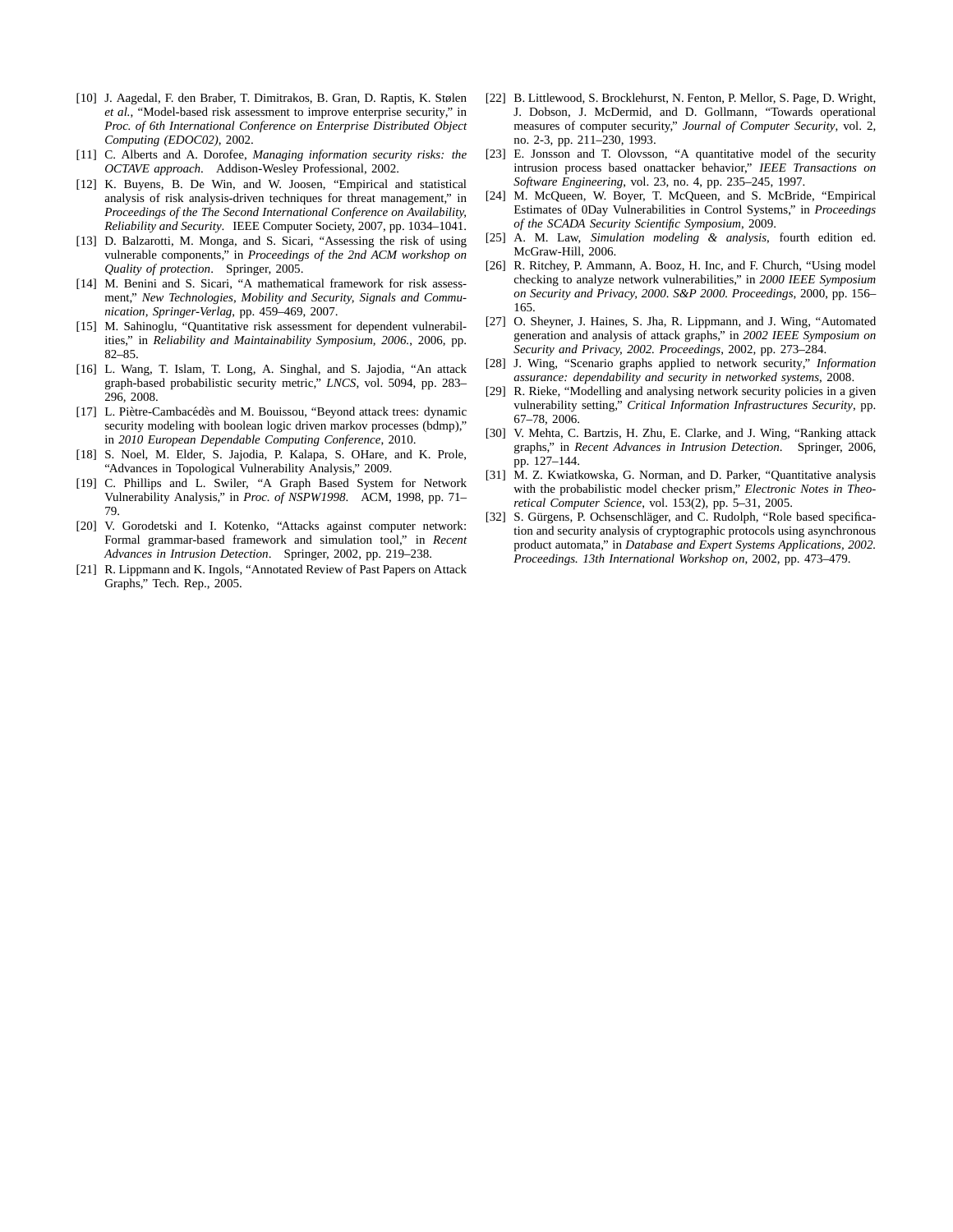[10] J. Aagedal, F. den Braber, T. Dimitrakos, B. Gran, D. Raptis, K. Stølen *et al.*, "Model-based risk assessment to improve enterprise security," in *Proc. of 6th International Conference on Enterprise Distributed Object Computing (EDOC02)*, 2002.

[11] C. Alberts and A. Dorofee, *Managing information security risks: the OCTAVE approach*. Addison-Wesley Professional, 2002.

[12] K. Buyens, B. De Win, and W. Joosen, "Empirical and statistical analysis of risk analysis-driven techniques for threat management," in *Proceedings of the The Second International Conference on Availability, Reliability and Security*. IEEE Computer Society, 2007, pp. 1034–1041.

[13] D. Balzarotti, M. Monga, and S. Sicari, "Assessing the risk of using vulnerable components," in *Proceedings of the 2nd ACM workshop on Quality of protection*. Springer, 2005.

[14] M. Benini and S. Sicari, "A mathematical framework for risk assessment," *New Technologies, Mobility and Security, Signals and Communication, Springer-Verlag*, pp. 459–469, 2007.

[15] M. Sahinoglu, "Quantitative risk assessment for dependent vulnerabilities," in *Reliability and Maintainability Symposium, 2006.*, 2006, pp. 82–85.

[16] L. Wang, T. Islam, T. Long, A. Singhal, and S. Jajodia, "An attack graph-based probabilistic security metric," *LNCS*, vol. 5094, pp. 283–296, 2008.

[17] L. Piètre-Cambacédès and M. Bouissou, "Beyond attack trees: dynamic security modeling with boolean logic driven markov processes (bdmp)," in *2010 European Dependable Computing Conference*, 2010.

[18] S. Noel, M. Elder, S. Jajodia, P. Kalapa, S. OHare, and K. Prole, "Advances in Topological Vulnerability Analysis," 2009.

[19] C. Phillips and L. Swiler, "A Graph Based System for Network Vulnerability Analysis," in *Proc. of NSPW1998*. ACM, 1998, pp. 71–79.

[20] V. Gorodetski and I. Kotenko, "Attacks against computer network: Formal grammar-based framework and simulation tool," in *Recent Advances in Intrusion Detection*. Springer, 2002, pp. 219–238.

[21] R. Lippmann and K. Ingols, "Annotated Review of Past Papers on Attack Graphs," Tech. Rep., 2005.

[22] B. Littlewood, S. Brocklehurst, N. Fenton, P. Mellor, S. Page, D. Wright, J. Dobson, J. McDermid, and D. Gollmann, "Towards operational measures of computer security," *Journal of Computer Security*, vol. 2, no. 2-3, pp. 211–230, 1993.

[23] E. Jonsson and T. Olovsson, "A quantitative model of the security intrusion process based onattacker behavior," *IEEE Transactions on Software Engineering*, vol. 23, no. 4, pp. 235–245, 1997.

[24] M. McQueen, W. Boyer, T. McQueen, and S. McBride, "Empirical Estimates of 0Day Vulnerabilities in Control Systems," in *Proceedings of the SCADA Security Scientific Symposium*, 2009.

[25] A. M. Law, *Simulation modeling & analysis*, fourth edition ed. McGraw-Hill, 2006.

[26] R. Ritchey, P. Ammann, A. Booz, H. Inc, and F. Church, "Using model checking to analyze network vulnerabilities," in *2000 IEEE Symposium on Security and Privacy, 2000. S&P 2000. Proceedings*, 2000, pp. 156–165.

[27] O. Sheyner, J. Haines, S. Jha, R. Lippmann, and J. Wing, "Automated generation and analysis of attack graphs," in *2002 IEEE Symposium on Security and Privacy, 2002. Proceedings*, 2002, pp. 273–284.

[28] J. Wing, "Scenario graphs applied to network security," *Information assurance: dependability and security in networked systems*, 2008.

[29] R. Rieke, "Modelling and analysing network security policies in a given vulnerability setting," *Critical Information Infrastructures Security*, pp. 67–78, 2006.

[30] V. Mehta, C. Bartzis, H. Zhu, E. Clarke, and J. Wing, "Ranking attack graphs," in *Recent Advances in Intrusion Detection*. Springer, 2006, pp. 127–144.

[31] M. Z. Kwiatkowska, G. Norman, and D. Parker, "Quantitative analysis with the probabilistic model checker prism," *Electronic Notes in Theoretical Computer Science*, vol. 153(2), pp. 5–31, 2005.

[32] S. Gürgens, P. Ochsenschläger, and C. Rudolph, "Role based specification and security analysis of cryptographic protocols using asynchronous product automata," in *Database and Expert Systems Applications, 2002. Proceedings. 13th International Workshop on*, 2002, pp. 473–479.